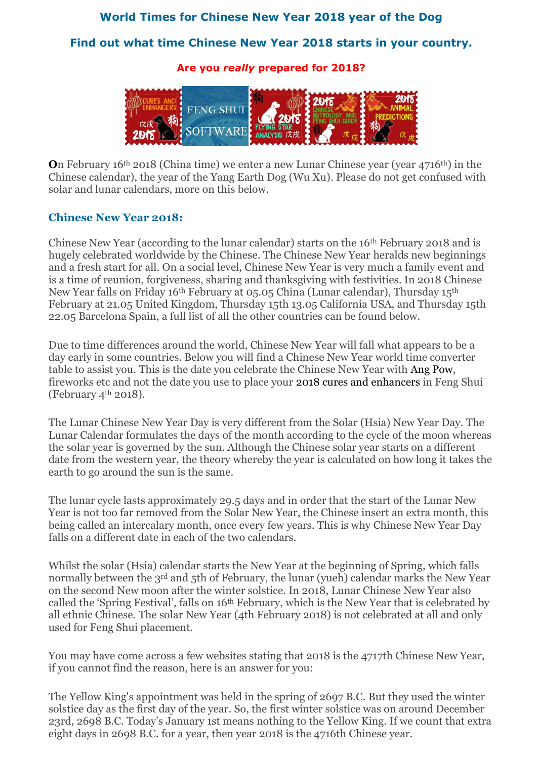## World Times for Chinese New Year 2018 year of the Dog

### Find out what time Chinese New Year 2018 starts in your country.

**Are you *really* prepared for 2018?**

**O**n February 16th 2018 (China time) we enter a new Lunar Chinese year (year 4716th) in the Chinese calendar), the year of the Yang Earth Dog (Wu Xu). Please do not get confused with solar and lunar calendars, more on this below.

### Chinese New Year 2018:

Chinese New Year (according to the lunar calendar) starts on the 16th February 2018 and is hugely celebrated worldwide by the Chinese. The Chinese New Year heralds new beginnings and a fresh start for all. On a social level, Chinese New Year is very much a family event and is a time of reunion, forgiveness, sharing and thanksgiving with festivities. In 2018 Chinese New Year falls on Friday 16th February at 05.05 China (Lunar calendar), Thursday 15th February at 21.05 United Kingdom, Thursday 15th 13.05 California USA, and Thursday 15th 22.05 Barcelona Spain, a full list of all the other countries can be found below.

Due to time differences around the world, Chinese New Year will fall what appears to be a day early in some countries. Below you will find a Chinese New Year world time converter table to assist you. This is the date you celebrate the Chinese New Year with Ang Pow, fireworks etc and not the date you use to place your 2018 cures and enhancers in Feng Shui (February 4th 2018).

The Lunar Chinese New Year Day is very different from the Solar (Hsia) New Year Day. The Lunar Calendar formulates the days of the month according to the cycle of the moon whereas the solar year is governed by the sun. Although the Chinese solar year starts on a different date from the western year, the theory whereby the year is calculated on how long it takes the earth to go around the sun is the same.

The lunar cycle lasts approximately 29.5 days and in order that the start of the Lunar New Year is not too far removed from the Solar New Year, the Chinese insert an extra month, this being called an intercalary month, once every few years. This is why Chinese New Year Day falls on a different date in each of the two calendars.

Whilst the solar (Hsia) calendar starts the New Year at the beginning of Spring, which falls normally between the 3rd and 5th of February, the lunar (yueh) calendar marks the New Year on the second New moon after the winter solstice. In 2018, Lunar Chinese New Year also called the 'Spring Festival', falls on 16th February, which is the New Year that is celebrated by all ethnic Chinese. The solar New Year (4th February 2018) is not celebrated at all and only used for Feng Shui placement.

You may have come across a few websites stating that 2018 is the 4717th Chinese New Year, if you cannot find the reason, here is an answer for you:

The Yellow King's appointment was held in the spring of 2697 B.C. But they used the winter solstice day as the first day of the year. So, the first winter solstice was on around December 23rd, 2698 B.C. Today's January 1st means nothing to the Yellow King. If we count that extra eight days in 2698 B.C. for a year, then year 2018 is the 4716th Chinese year.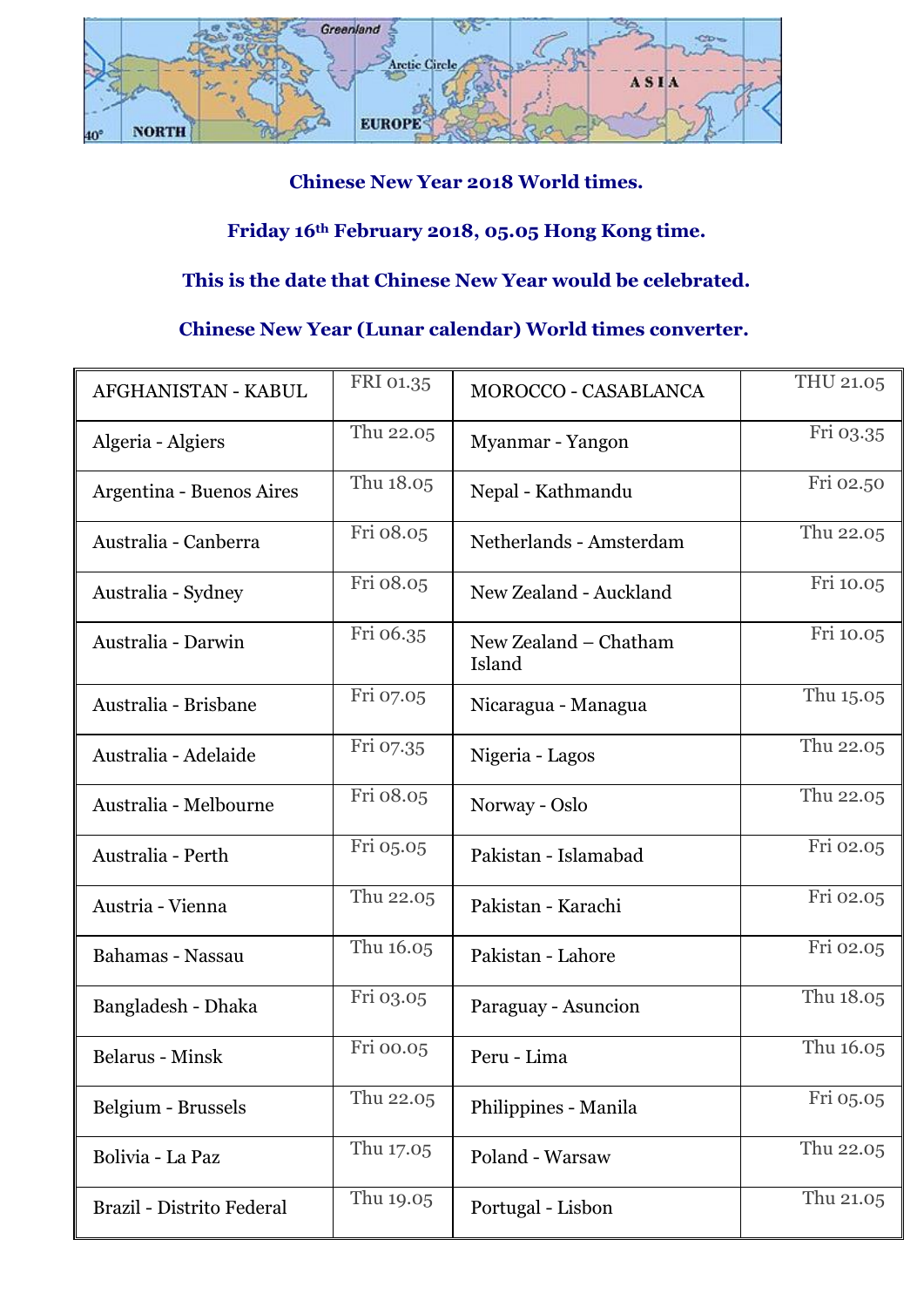**Chinese New Year 2018 World times.**

**Friday 16th February 2018, 05.05 Hong Kong time.**

**This is the date that Chinese New Year would be celebrated.**

**Chinese New Year (Lunar calendar) World times converter.**

| | | | |
|---|---|---|---|
| AFGHANISTAN - KABUL | FRI 01.35 | MOROCCO - CASABLANCA | THU 21.05 |
| Algeria - Algiers | Thu 22.05 | Myanmar - Yangon | Fri 03.35 |
| Argentina - Buenos Aires | Thu 18.05 | Nepal - Kathmandu | Fri 02.50 |
| Australia - Canberra | Fri 08.05 | Netherlands - Amsterdam | Thu 22.05 |
| Australia - Sydney | Fri 08.05 | New Zealand - Auckland | Fri 10.05 |
| Australia - Darwin | Fri 06.35 | New Zealand – Chatham Island | Fri 10.05 |
| Australia - Brisbane | Fri 07.05 | Nicaragua - Managua | Thu 15.05 |
| Australia - Adelaide | Fri 07.35 | Nigeria - Lagos | Thu 22.05 |
| Australia - Melbourne | Fri 08.05 | Norway - Oslo | Thu 22.05 |
| Australia - Perth | Fri 05.05 | Pakistan - Islamabad | Fri 02.05 |
| Austria - Vienna | Thu 22.05 | Pakistan - Karachi | Fri 02.05 |
| Bahamas - Nassau | Thu 16.05 | Pakistan - Lahore | Fri 02.05 |
| Bangladesh - Dhaka | Fri 03.05 | Paraguay - Asuncion | Thu 18.05 |
| Belarus - Minsk | Fri 00.05 | Peru - Lima | Thu 16.05 |
| Belgium - Brussels | Thu 22.05 | Philippines - Manila | Fri 05.05 |
| Bolivia - La Paz | Thu 17.05 | Poland - Warsaw | Thu 22.05 |
| Brazil - Distrito Federal | Thu 19.05 | Portugal - Lisbon | Thu 21.05 |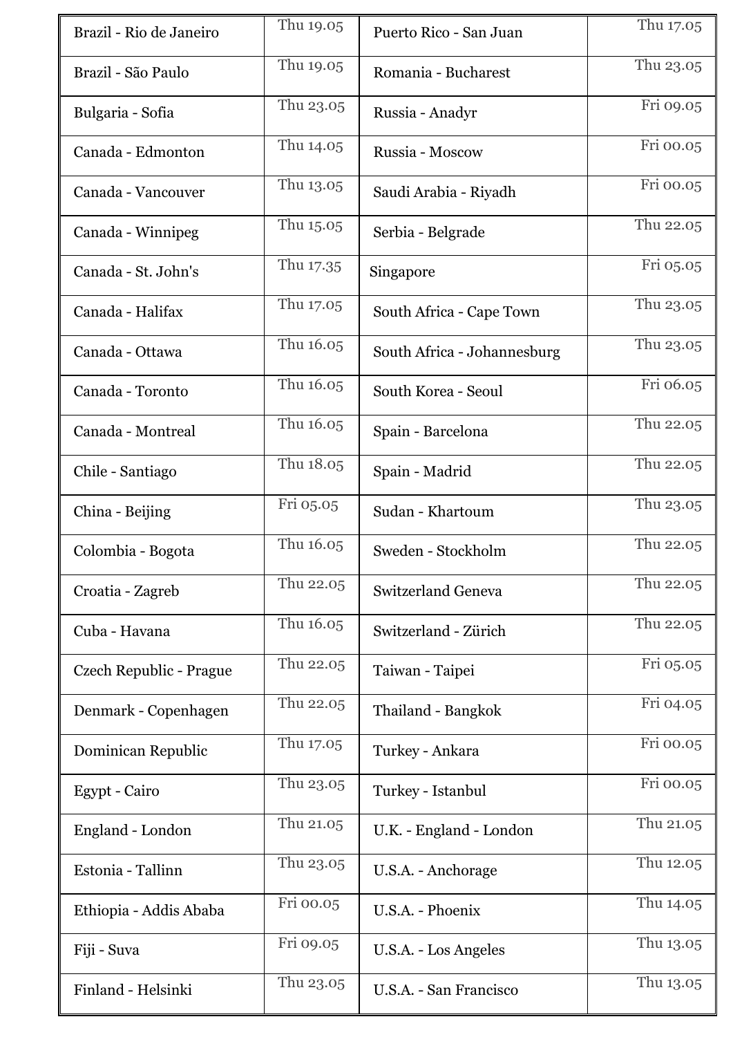| Brazil - Rio de Janeiro | Thu 19.05 | Puerto Rico - San Juan | Thu 17.05 |
|---|---|---|---|
| Brazil - São Paulo | Thu 19.05 | Romania - Bucharest | Thu 23.05 |
| Bulgaria - Sofia | Thu 23.05 | Russia - Anadyr | Fri 09.05 |
| Canada - Edmonton | Thu 14.05 | Russia - Moscow | Fri 00.05 |
| Canada - Vancouver | Thu 13.05 | Saudi Arabia - Riyadh | Fri 00.05 |
| Canada - Winnipeg | Thu 15.05 | Serbia - Belgrade | Thu 22.05 |
| Canada - St. John's | Thu 17.35 | Singapore | Fri 05.05 |
| Canada - Halifax | Thu 17.05 | South Africa - Cape Town | Thu 23.05 |
| Canada - Ottawa | Thu 16.05 | South Africa - Johannesburg | Thu 23.05 |
| Canada - Toronto | Thu 16.05 | South Korea - Seoul | Fri 06.05 |
| Canada - Montreal | Thu 16.05 | Spain - Barcelona | Thu 22.05 |
| Chile - Santiago | Thu 18.05 | Spain - Madrid | Thu 22.05 |
| China - Beijing | Fri 05.05 | Sudan - Khartoum | Thu 23.05 |
| Colombia - Bogota | Thu 16.05 | Sweden - Stockholm | Thu 22.05 |
| Croatia - Zagreb | Thu 22.05 | Switzerland Geneva | Thu 22.05 |
| Cuba - Havana | Thu 16.05 | Switzerland - Zürich | Thu 22.05 |
| Czech Republic - Prague | Thu 22.05 | Taiwan - Taipei | Fri 05.05 |
| Denmark - Copenhagen | Thu 22.05 | Thailand - Bangkok | Fri 04.05 |
| Dominican Republic | Thu 17.05 | Turkey - Ankara | Fri 00.05 |
| Egypt - Cairo | Thu 23.05 | Turkey - Istanbul | Fri 00.05 |
| England - London | Thu 21.05 | U.K. - England - London | Thu 21.05 |
| Estonia - Tallinn | Thu 23.05 | U.S.A. - Anchorage | Thu 12.05 |
| Ethiopia - Addis Ababa | Fri 00.05 | U.S.A. - Phoenix | Thu 14.05 |
| Fiji - Suva | Fri 09.05 | U.S.A. - Los Angeles | Thu 13.05 |
| Finland - Helsinki | Thu 23.05 | U.S.A. - San Francisco | Thu 13.05 |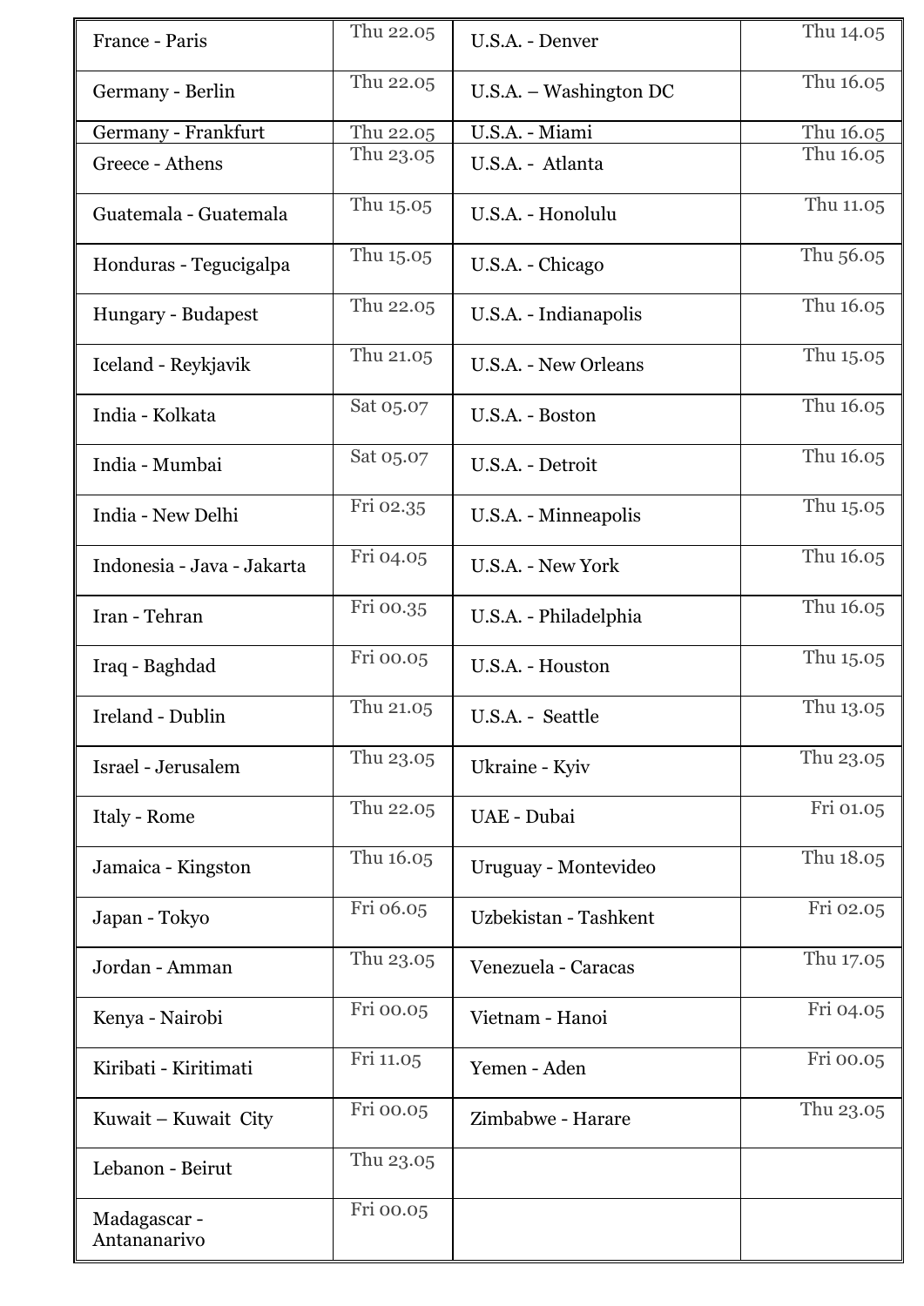| | | | |
|---|---|---|---|
| France - Paris | Thu 22.05 | U.S.A. - Denver | Thu 14.05 |
| Germany - Berlin | Thu 22.05 | U.S.A. – Washington DC | Thu 16.05 |
| Germany - Frankfurt | Thu 22.05 | U.S.A. - Miami | Thu 16.05 |
| Greece - Athens | Thu 23.05 | U.S.A. - Atlanta | Thu 16.05 |
| Guatemala - Guatemala | Thu 15.05 | U.S.A. - Honolulu | Thu 11.05 |
| Honduras - Tegucigalpa | Thu 15.05 | U.S.A. - Chicago | Thu 56.05 |
| Hungary - Budapest | Thu 22.05 | U.S.A. - Indianapolis | Thu 16.05 |
| Iceland - Reykjavik | Thu 21.05 | U.S.A. - New Orleans | Thu 15.05 |
| India - Kolkata | Sat 05.07 | U.S.A. - Boston | Thu 16.05 |
| India - Mumbai | Sat 05.07 | U.S.A. - Detroit | Thu 16.05 |
| India - New Delhi | Fri 02.35 | U.S.A. - Minneapolis | Thu 15.05 |
| Indonesia - Java - Jakarta | Fri 04.05 | U.S.A. - New York | Thu 16.05 |
| Iran - Tehran | Fri 00.35 | U.S.A. - Philadelphia | Thu 16.05 |
| Iraq - Baghdad | Fri 00.05 | U.S.A. - Houston | Thu 15.05 |
| Ireland - Dublin | Thu 21.05 | U.S.A. - Seattle | Thu 13.05 |
| Israel - Jerusalem | Thu 23.05 | Ukraine - Kyiv | Thu 23.05 |
| Italy - Rome | Thu 22.05 | UAE - Dubai | Fri 01.05 |
| Jamaica - Kingston | Thu 16.05 | Uruguay - Montevideo | Thu 18.05 |
| Japan - Tokyo | Fri 06.05 | Uzbekistan - Tashkent | Fri 02.05 |
| Jordan - Amman | Thu 23.05 | Venezuela - Caracas | Thu 17.05 |
| Kenya - Nairobi | Fri 00.05 | Vietnam - Hanoi | Fri 04.05 |
| Kiribati - Kiritimati | Fri 11.05 | Yemen - Aden | Fri 00.05 |
| Kuwait – Kuwait City | Fri 00.05 | Zimbabwe - Harare | Thu 23.05 |
| Lebanon - Beirut | Thu 23.05 | | |
| Madagascar - Antananarivo | Fri 00.05 | | |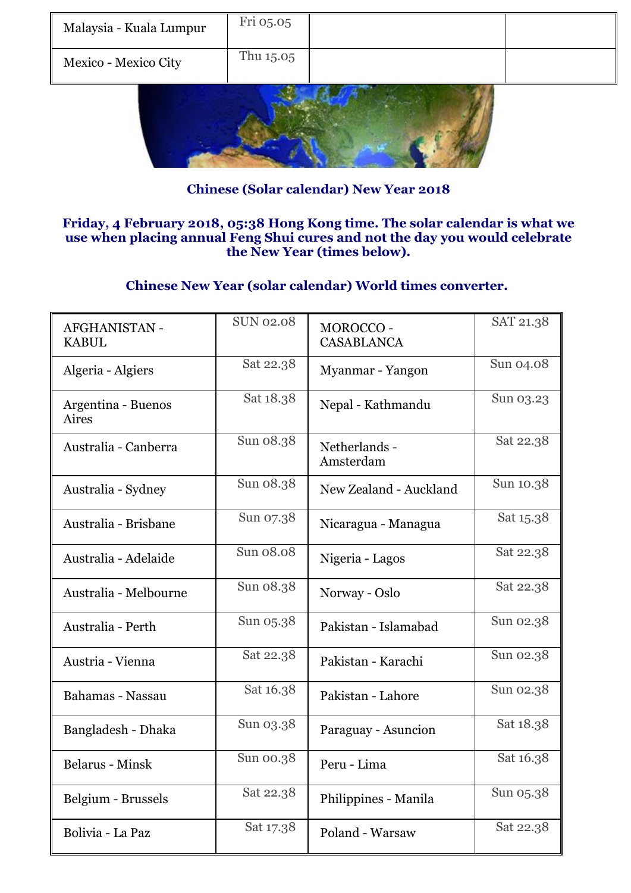| Malaysia - Kuala Lumpur | Fri 05.05 | | |
|---|---|---|---|
| Mexico - Mexico City | Thu 15.05 | | |

**Chinese (Solar calendar) New Year 2018**

**Friday, 4 February 2018, 05:38 Hong Kong time. The solar calendar is what we use when placing annual Feng Shui cures and not the day you would celebrate the New Year (times below).**

**Chinese New Year (solar calendar) World times converter.**

| AFGHANISTAN - KABUL | SUN 02.08 | MOROCCO - CASABLANCA | SAT 21.38 |
|---|---|---|---|
| Algeria - Algiers | Sat 22.38 | Myanmar - Yangon | Sun 04.08 |
| Argentina - Buenos Aires | Sat 18.38 | Nepal - Kathmandu | Sun 03.23 |
| Australia - Canberra | Sun 08.38 | Netherlands - Amsterdam | Sat 22.38 |
| Australia - Sydney | Sun 08.38 | New Zealand - Auckland | Sun 10.38 |
| Australia - Brisbane | Sun 07.38 | Nicaragua - Managua | Sat 15.38 |
| Australia - Adelaide | Sun 08.08 | Nigeria - Lagos | Sat 22.38 |
| Australia - Melbourne | Sun 08.38 | Norway - Oslo | Sat 22.38 |
| Australia - Perth | Sun 05.38 | Pakistan - Islamabad | Sun 02.38 |
| Austria - Vienna | Sat 22.38 | Pakistan - Karachi | Sun 02.38 |
| Bahamas - Nassau | Sat 16.38 | Pakistan - Lahore | Sun 02.38 |
| Bangladesh - Dhaka | Sun 03.38 | Paraguay - Asuncion | Sat 18.38 |
| Belarus - Minsk | Sun 00.38 | Peru - Lima | Sat 16.38 |
| Belgium - Brussels | Sat 22.38 | Philippines - Manila | Sun 05.38 |
| Bolivia - La Paz | Sat 17.38 | Poland - Warsaw | Sat 22.38 |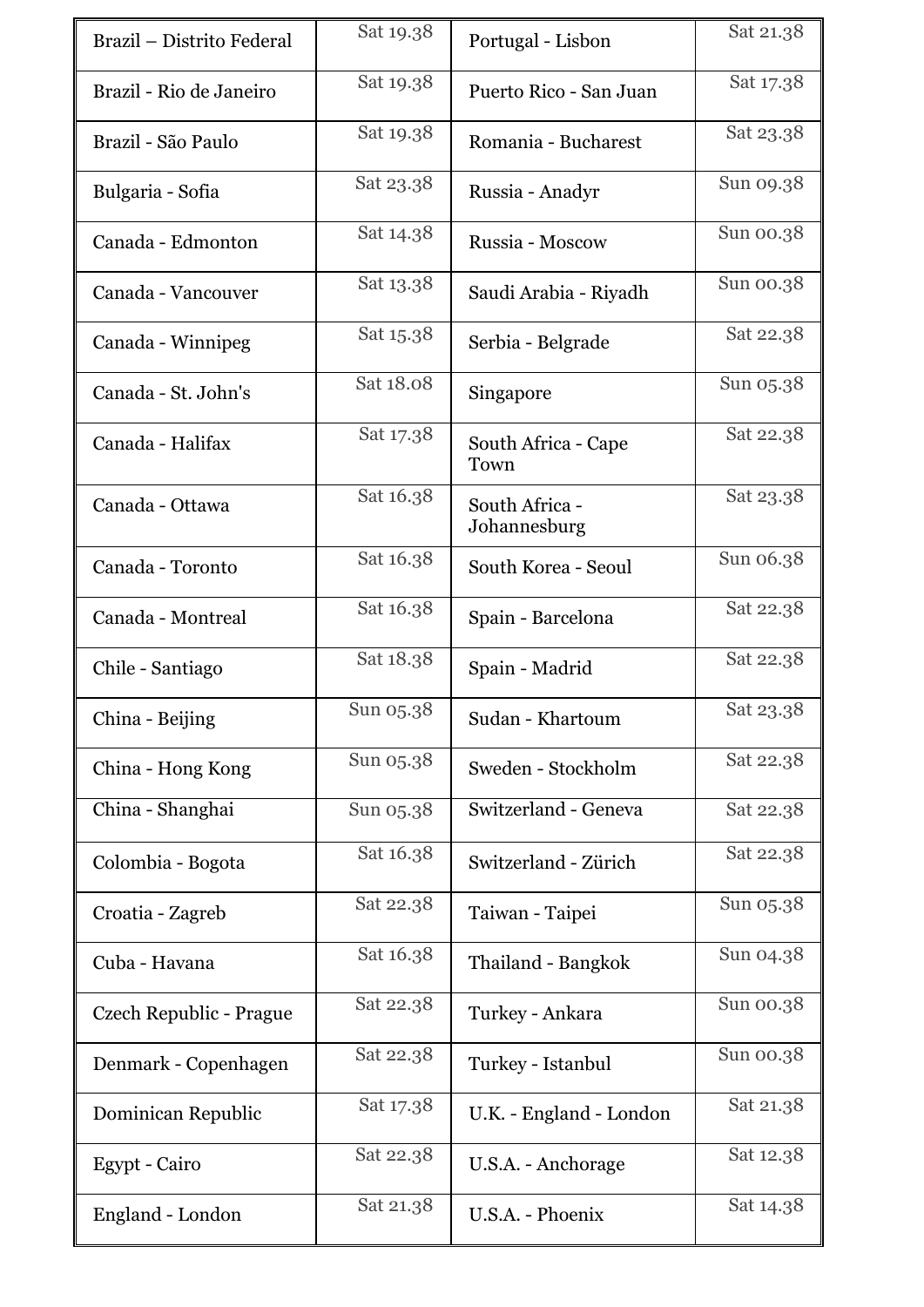| | | | |
|---|---|---|---|
| Brazil – Distrito Federal | Sat 19.38 | Portugal - Lisbon | Sat 21.38 |
| Brazil - Rio de Janeiro | Sat 19.38 | Puerto Rico - San Juan | Sat 17.38 |
| Brazil - São Paulo | Sat 19.38 | Romania - Bucharest | Sat 23.38 |
| Bulgaria - Sofia | Sat 23.38 | Russia - Anadyr | Sun 09.38 |
| Canada - Edmonton | Sat 14.38 | Russia - Moscow | Sun 00.38 |
| Canada - Vancouver | Sat 13.38 | Saudi Arabia - Riyadh | Sun 00.38 |
| Canada - Winnipeg | Sat 15.38 | Serbia - Belgrade | Sat 22.38 |
| Canada - St. John's | Sat 18.08 | Singapore | Sun 05.38 |
| Canada - Halifax | Sat 17.38 | South Africa - Cape Town | Sat 22.38 |
| Canada - Ottawa | Sat 16.38 | South Africa - Johannesburg | Sat 23.38 |
| Canada - Toronto | Sat 16.38 | South Korea - Seoul | Sun 06.38 |
| Canada - Montreal | Sat 16.38 | Spain - Barcelona | Sat 22.38 |
| Chile - Santiago | Sat 18.38 | Spain - Madrid | Sat 22.38 |
| China - Beijing | Sun 05.38 | Sudan - Khartoum | Sat 23.38 |
| China - Hong Kong | Sun 05.38 | Sweden - Stockholm | Sat 22.38 |
| China - Shanghai | Sun 05.38 | Switzerland - Geneva | Sat 22.38 |
| Colombia - Bogota | Sat 16.38 | Switzerland - Zürich | Sat 22.38 |
| Croatia - Zagreb | Sat 22.38 | Taiwan - Taipei | Sun 05.38 |
| Cuba - Havana | Sat 16.38 | Thailand - Bangkok | Sun 04.38 |
| Czech Republic - Prague | Sat 22.38 | Turkey - Ankara | Sun 00.38 |
| Denmark - Copenhagen | Sat 22.38 | Turkey - Istanbul | Sun 00.38 |
| Dominican Republic | Sat 17.38 | U.K. - England - London | Sat 21.38 |
| Egypt - Cairo | Sat 22.38 | U.S.A. - Anchorage | Sat 12.38 |
| England - London | Sat 21.38 | U.S.A. - Phoenix | Sat 14.38 |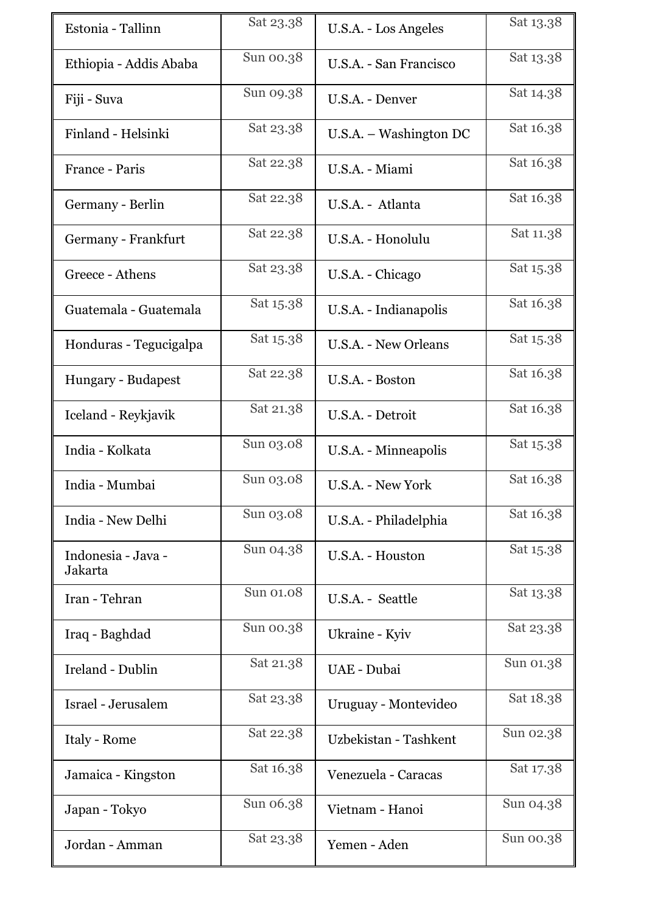| | | | |
|---|---|---|---|
| Estonia - Tallinn | Sat 23.38 | U.S.A. - Los Angeles | Sat 13.38 |
| Ethiopia - Addis Ababa | Sun 00.38 | U.S.A. - San Francisco | Sat 13.38 |
| Fiji - Suva | Sun 09.38 | U.S.A. - Denver | Sat 14.38 |
| Finland - Helsinki | Sat 23.38 | U.S.A. – Washington DC | Sat 16.38 |
| France - Paris | Sat 22.38 | U.S.A. - Miami | Sat 16.38 |
| Germany - Berlin | Sat 22.38 | U.S.A. - Atlanta | Sat 16.38 |
| Germany - Frankfurt | Sat 22.38 | U.S.A. - Honolulu | Sat 11.38 |
| Greece - Athens | Sat 23.38 | U.S.A. - Chicago | Sat 15.38 |
| Guatemala - Guatemala | Sat 15.38 | U.S.A. - Indianapolis | Sat 16.38 |
| Honduras - Tegucigalpa | Sat 15.38 | U.S.A. - New Orleans | Sat 15.38 |
| Hungary - Budapest | Sat 22.38 | U.S.A. - Boston | Sat 16.38 |
| Iceland - Reykjavik | Sat 21.38 | U.S.A. - Detroit | Sat 16.38 |
| India - Kolkata | Sun 03.08 | U.S.A. - Minneapolis | Sat 15.38 |
| India - Mumbai | Sun 03.08 | U.S.A. - New York | Sat 16.38 |
| India - New Delhi | Sun 03.08 | U.S.A. - Philadelphia | Sat 16.38 |
| Indonesia - Java - Jakarta | Sun 04.38 | U.S.A. - Houston | Sat 15.38 |
| Iran - Tehran | Sun 01.08 | U.S.A. - Seattle | Sat 13.38 |
| Iraq - Baghdad | Sun 00.38 | Ukraine - Kyiv | Sat 23.38 |
| Ireland - Dublin | Sat 21.38 | UAE - Dubai | Sun 01.38 |
| Israel - Jerusalem | Sat 23.38 | Uruguay - Montevideo | Sat 18.38 |
| Italy - Rome | Sat 22.38 | Uzbekistan - Tashkent | Sun 02.38 |
| Jamaica - Kingston | Sat 16.38 | Venezuela - Caracas | Sat 17.38 |
| Japan - Tokyo | Sun 06.38 | Vietnam - Hanoi | Sun 04.38 |
| Jordan - Amman | Sat 23.38 | Yemen - Aden | Sun 00.38 |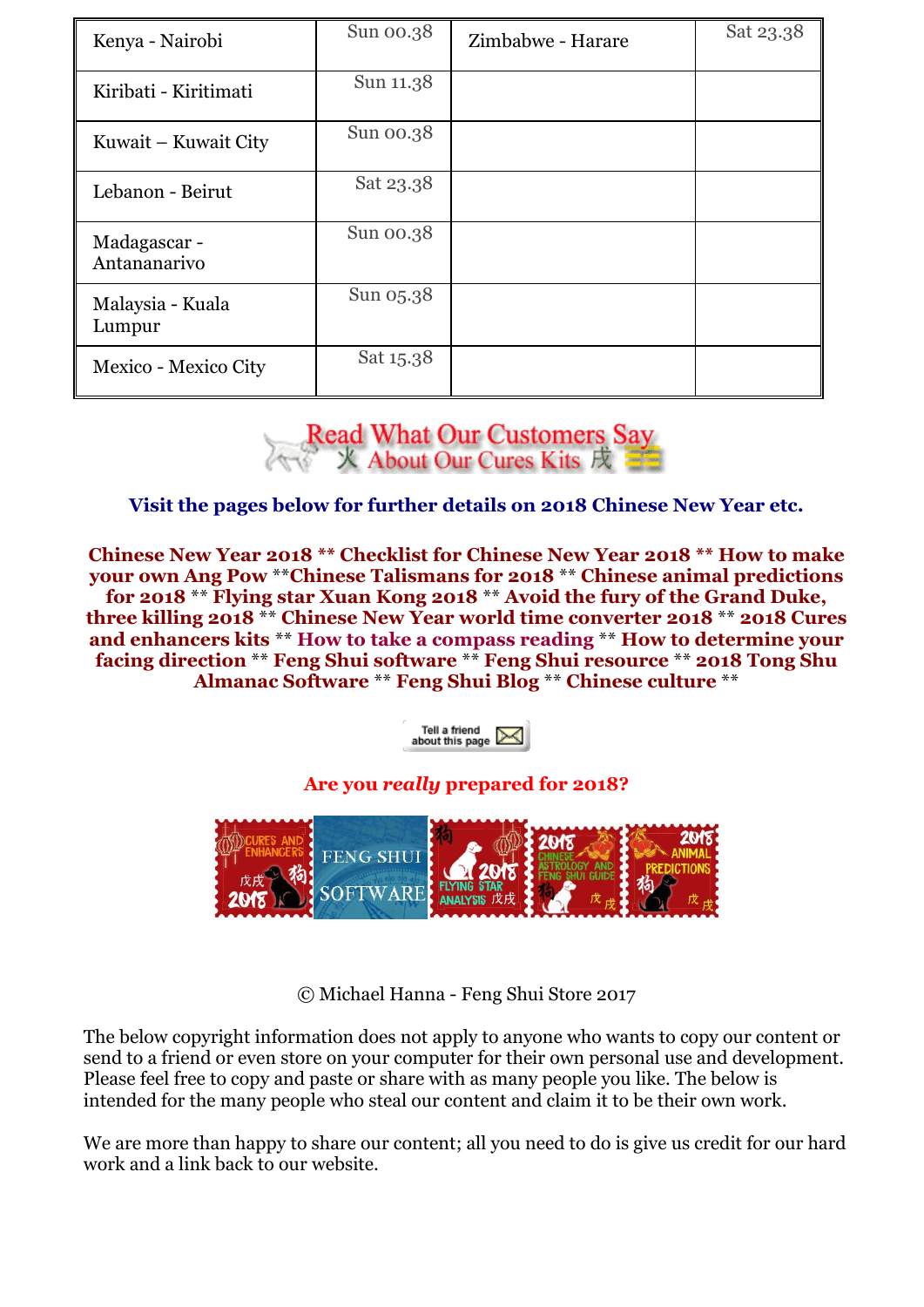| | | | |
|---|---|---|---|
| Kenya - Nairobi | Sun 00.38 | Zimbabwe - Harare | Sat 23.38 |
| Kiribati - Kiritimati | Sun 11.38 | | |
| Kuwait – Kuwait City | Sun 00.38 | | |
| Lebanon - Beirut | Sat 23.38 | | |
| Madagascar - Antananarivo | Sun 00.38 | | |
| Malaysia - Kuala Lumpur | Sun 05.38 | | |
| Mexico - Mexico City | Sat 15.38 | | |

Read What Our Customers Say About Our Cures Kits

**Visit the pages below for further details on 2018 Chinese New Year etc.**

**Chinese New Year 2018 ** Checklist for Chinese New Year 2018 ** How to make your own Ang Pow **Chinese Talismans for 2018 ** Chinese animal predictions for 2018 ** Flying star Xuan Kong 2018 ** Avoid the fury of the Grand Duke, three killing 2018 ** Chinese New Year world time converter 2018 ** 2018 Cures and enhancers kits ** How to take a compass reading ** How to determine your facing direction ** Feng Shui software ** Feng Shui resource ** 2018 Tong Shu Almanac Software ** Feng Shui Blog ** Chinese culture ****

Tell a friend about this page

**Are you *really* prepared for 2018?**

© Michael Hanna - Feng Shui Store 2017

The below copyright information does not apply to anyone who wants to copy our content or send to a friend or even store on your computer for their own personal use and development. Please feel free to copy and paste or share with as many people you like. The below is intended for the many people who steal our content and claim it to be their own work.

We are more than happy to share our content; all you need to do is give us credit for our hard work and a link back to our website.